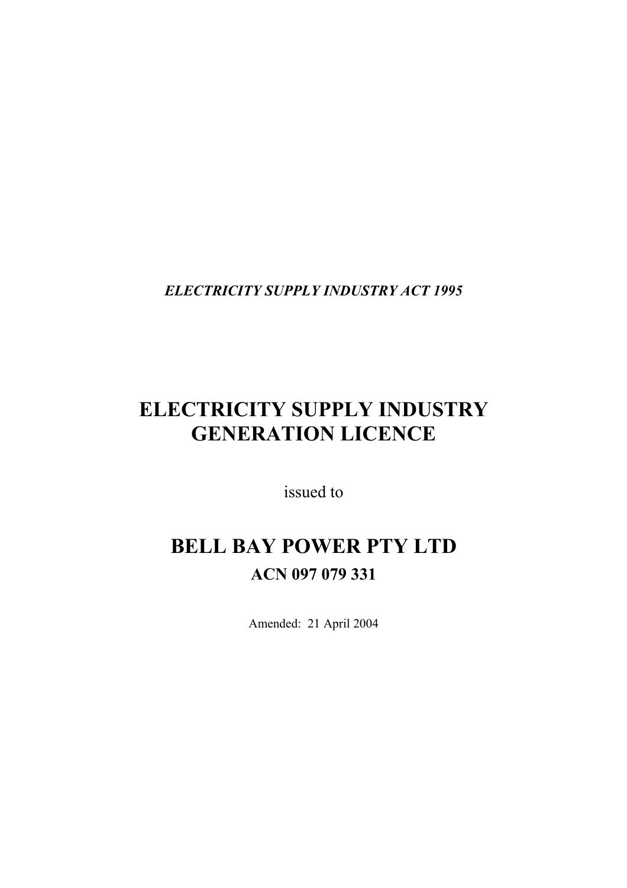***ELECTRICITY SUPPLY INDUSTRY ACT 1995***

# ELECTRICITY SUPPLY INDUSTRY GENERATION LICENCE

issued to

# BELL BAY POWER PTY LTD

**ACN 097 079 331**

Amended: 21 April 2004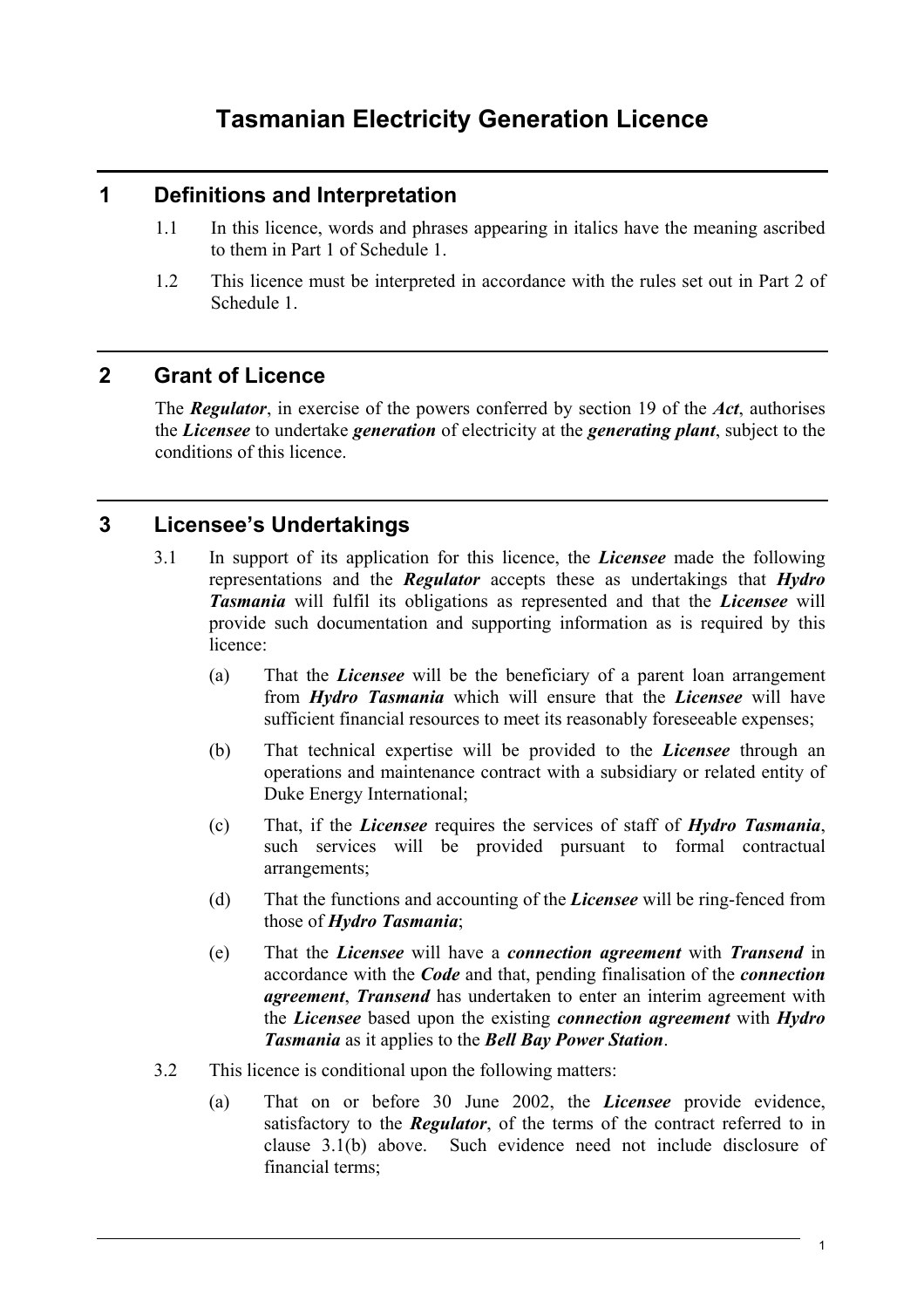# Tasmanian Electricity Generation Licence

## 1 Definitions and Interpretation

1.1 In this licence, words and phrases appearing in italics have the meaning ascribed to them in Part 1 of Schedule 1.

1.2 This licence must be interpreted in accordance with the rules set out in Part 2 of Schedule 1.

## 2 Grant of Licence

The ***Regulator***, in exercise of the powers conferred by section 19 of the ***Act***, authorises the ***Licensee*** to undertake ***generation*** of electricity at the ***generating plant***, subject to the conditions of this licence.

## 3 Licensee's Undertakings

3.1 In support of its application for this licence, the ***Licensee*** made the following representations and the ***Regulator*** accepts these as undertakings that ***Hydro Tasmania*** will fulfil its obligations as represented and that the ***Licensee*** will provide such documentation and supporting information as is required by this licence:

(a) That the ***Licensee*** will be the beneficiary of a parent loan arrangement from ***Hydro Tasmania*** which will ensure that the ***Licensee*** will have sufficient financial resources to meet its reasonably foreseeable expenses;

(b) That technical expertise will be provided to the ***Licensee*** through an operations and maintenance contract with a subsidiary or related entity of Duke Energy International;

(c) That, if the ***Licensee*** requires the services of staff of ***Hydro Tasmania***, such services will be provided pursuant to formal contractual arrangements;

(d) That the functions and accounting of the ***Licensee*** will be ring-fenced from those of ***Hydro Tasmania***;

(e) That the ***Licensee*** will have a ***connection agreement*** with ***Transend*** in accordance with the ***Code*** and that, pending finalisation of the ***connection agreement***, ***Transend*** has undertaken to enter an interim agreement with the ***Licensee*** based upon the existing ***connection agreement*** with ***Hydro Tasmania*** as it applies to the ***Bell Bay Power Station***.

3.2 This licence is conditional upon the following matters:

(a) That on or before 30 June 2002, the ***Licensee*** provide evidence, satisfactory to the ***Regulator***, of the terms of the contract referred to in clause 3.1(b) above. Such evidence need not include disclosure of financial terms;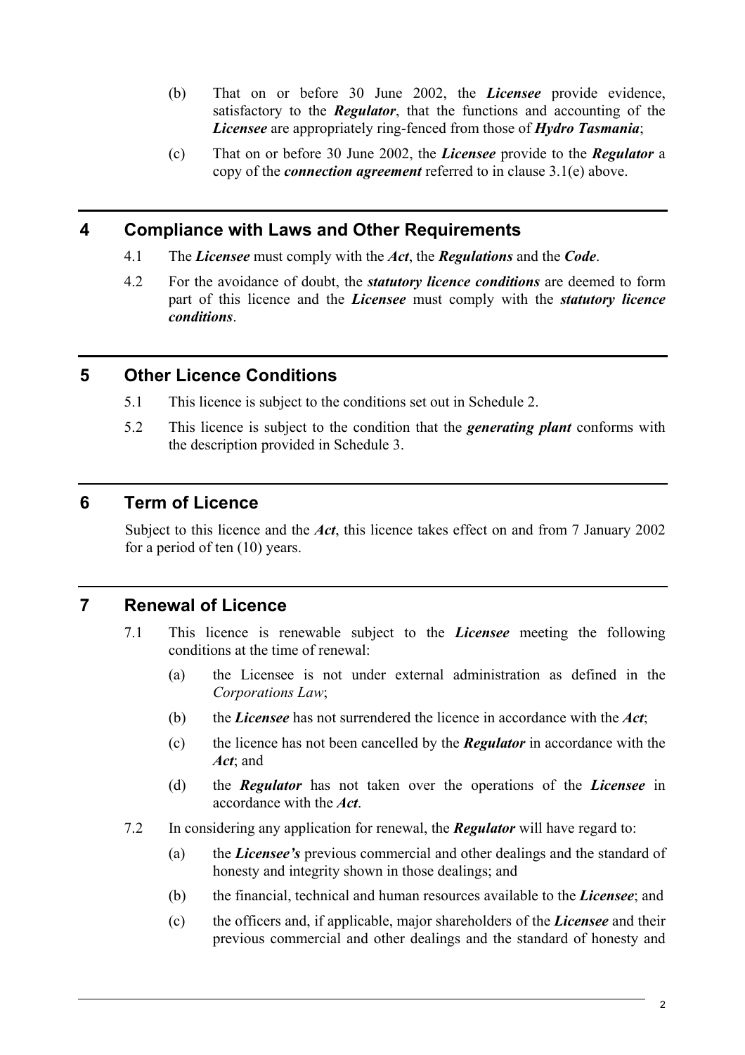(b) That on or before 30 June 2002, the ***Licensee*** provide evidence, satisfactory to the ***Regulator***, that the functions and accounting of the ***Licensee*** are appropriately ring-fenced from those of ***Hydro Tasmania***;

(c) That on or before 30 June 2002, the ***Licensee*** provide to the ***Regulator*** a copy of the ***connection agreement*** referred to in clause 3.1(e) above.

## 4 Compliance with Laws and Other Requirements

4.1 The ***Licensee*** must comply with the ***Act***, the ***Regulations*** and the ***Code***.

4.2 For the avoidance of doubt, the ***statutory licence conditions*** are deemed to form part of this licence and the ***Licensee*** must comply with the ***statutory licence conditions***.

## 5 Other Licence Conditions

5.1 This licence is subject to the conditions set out in Schedule 2.

5.2 This licence is subject to the condition that the ***generating plant*** conforms with the description provided in Schedule 3.

## 6 Term of Licence

Subject to this licence and the ***Act***, this licence takes effect on and from 7 January 2002 for a period of ten (10) years.

## 7 Renewal of Licence

7.1 This licence is renewable subject to the ***Licensee*** meeting the following conditions at the time of renewal:

(a) the Licensee is not under external administration as defined in the *Corporations Law*;

(b) the ***Licensee*** has not surrendered the licence in accordance with the ***Act***;

(c) the licence has not been cancelled by the ***Regulator*** in accordance with the ***Act***; and

(d) the ***Regulator*** has not taken over the operations of the ***Licensee*** in accordance with the ***Act***.

7.2 In considering any application for renewal, the ***Regulator*** will have regard to:

(a) the ***Licensee's*** previous commercial and other dealings and the standard of honesty and integrity shown in those dealings; and

(b) the financial, technical and human resources available to the ***Licensee***; and

(c) the officers and, if applicable, major shareholders of the ***Licensee*** and their previous commercial and other dealings and the standard of honesty and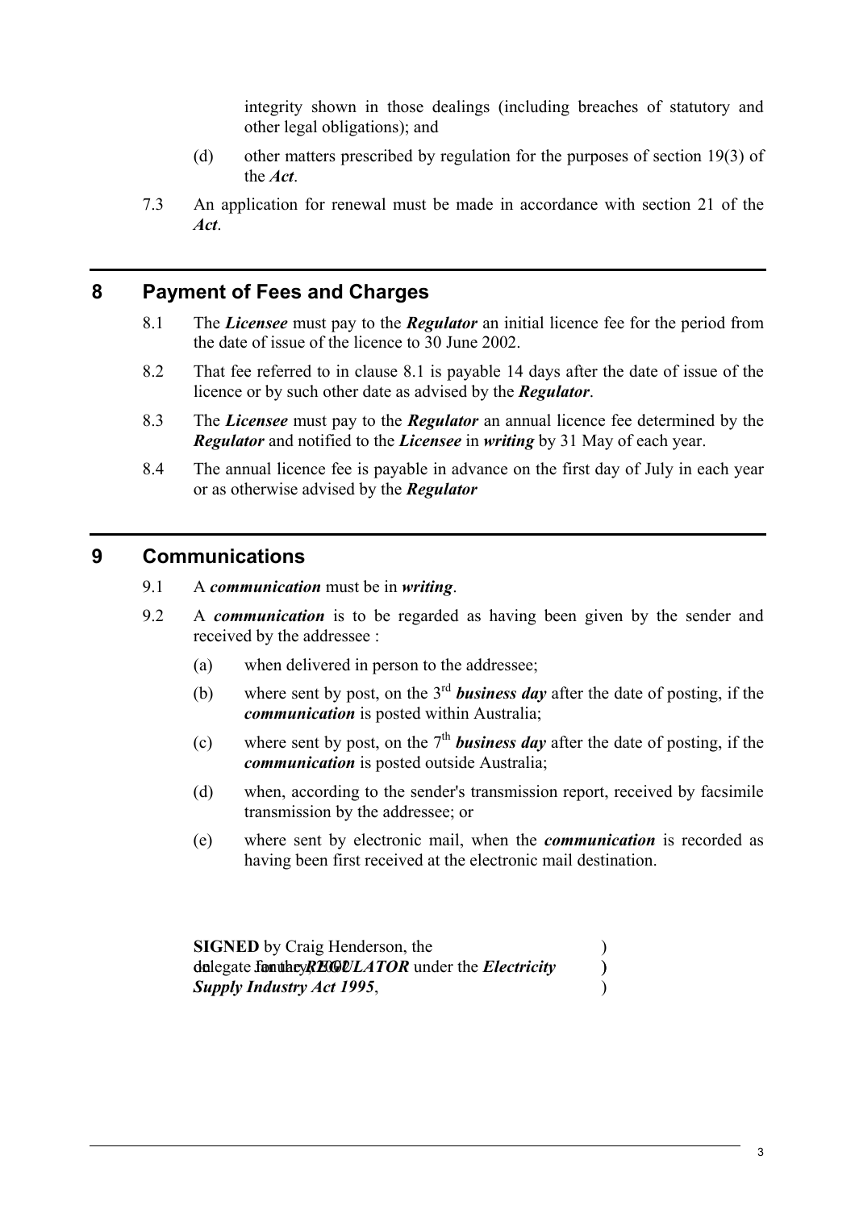integrity shown in those dealings (including breaches of statutory and other legal obligations); and

(d) other matters prescribed by regulation for the purposes of section 19(3) of the ***Act***.

7.3 An application for renewal must be made in accordance with section 21 of the ***Act***.

## 8 Payment of Fees and Charges

8.1 The ***Licensee*** must pay to the ***Regulator*** an initial licence fee for the period from the date of issue of the licence to 30 June 2002.

8.2 That fee referred to in clause 8.1 is payable 14 days after the date of issue of the licence or by such other date as advised by the ***Regulator***.

8.3 The ***Licensee*** must pay to the ***Regulator*** an annual licence fee determined by the ***Regulator*** and notified to the ***Licensee*** in ***writing*** by 31 May of each year.

8.4 The annual licence fee is payable in advance on the first day of July in each year or as otherwise advised by the ***Regulator***

## 9 Communications

9.1 A ***communication*** must be in ***writing***.

9.2 A ***communication*** is to be regarded as having been given by the sender and received by the addressee :

(a) when delivered in person to the addressee;

(b) where sent by post, on the 3rd ***business day*** after the date of posting, if the ***communication*** is posted within Australia;

(c) where sent by post, on the 7th ***business day*** after the date of posting, if the ***communication*** is posted outside Australia;

(d) when, according to the sender's transmission report, received by facsimile transmission by the addressee; or

(e) where sent by electronic mail, when the ***communication*** is recorded as having been first received at the electronic mail destination.

**SIGNED** by Craig Henderson, the )
delegate for the ***REGULATOR*** under the ***Electricity*** ) January 2002
***Supply Industry Act 1995***, )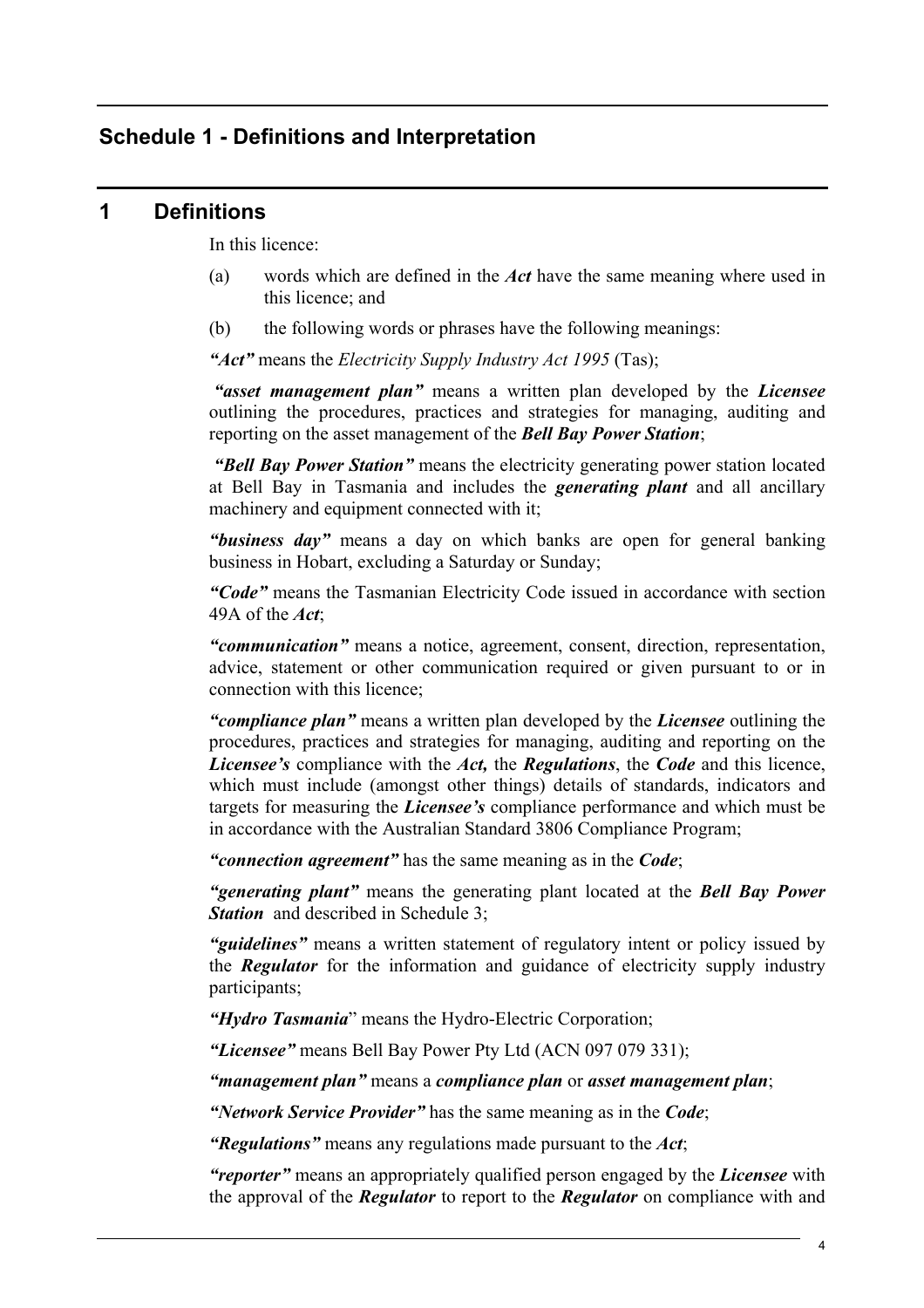## Schedule 1 - Definitions and Interpretation

## 1 Definitions

In this licence:

(a) words which are defined in the ***Act*** have the same meaning where used in this licence; and

(b) the following words or phrases have the following meanings:

***"Act"*** means the *Electricity Supply Industry Act 1995* (Tas);

***"asset management plan"*** means a written plan developed by the ***Licensee*** outlining the procedures, practices and strategies for managing, auditing and reporting on the asset management of the ***Bell Bay Power Station***;

***"Bell Bay Power Station"*** means the electricity generating power station located at Bell Bay in Tasmania and includes the ***generating plant*** and all ancillary machinery and equipment connected with it;

***"business day"*** means a day on which banks are open for general banking business in Hobart, excluding a Saturday or Sunday;

***"Code"*** means the Tasmanian Electricity Code issued in accordance with section 49A of the ***Act***;

***"communication"*** means a notice, agreement, consent, direction, representation, advice, statement or other communication required or given pursuant to or in connection with this licence;

***"compliance plan"*** means a written plan developed by the ***Licensee*** outlining the procedures, practices and strategies for managing, auditing and reporting on the ***Licensee's*** compliance with the ***Act,*** the ***Regulations***, the ***Code*** and this licence, which must include (amongst other things) details of standards, indicators and targets for measuring the ***Licensee's*** compliance performance and which must be in accordance with the Australian Standard 3806 Compliance Program;

***"connection agreement"*** has the same meaning as in the ***Code***;

***"generating plant"*** means the generating plant located at the ***Bell Bay Power Station*** and described in Schedule 3;

***"guidelines"*** means a written statement of regulatory intent or policy issued by the ***Regulator*** for the information and guidance of electricity supply industry participants;

***"Hydro Tasmania"*** means the Hydro-Electric Corporation;

***"Licensee"*** means Bell Bay Power Pty Ltd (ACN 097 079 331);

***"management plan"*** means a ***compliance plan*** or ***asset management plan***;

***"Network Service Provider"*** has the same meaning as in the ***Code***;

***"Regulations"*** means any regulations made pursuant to the ***Act***;

***"reporter"*** means an appropriately qualified person engaged by the ***Licensee*** with the approval of the ***Regulator*** to report to the ***Regulator*** on compliance with and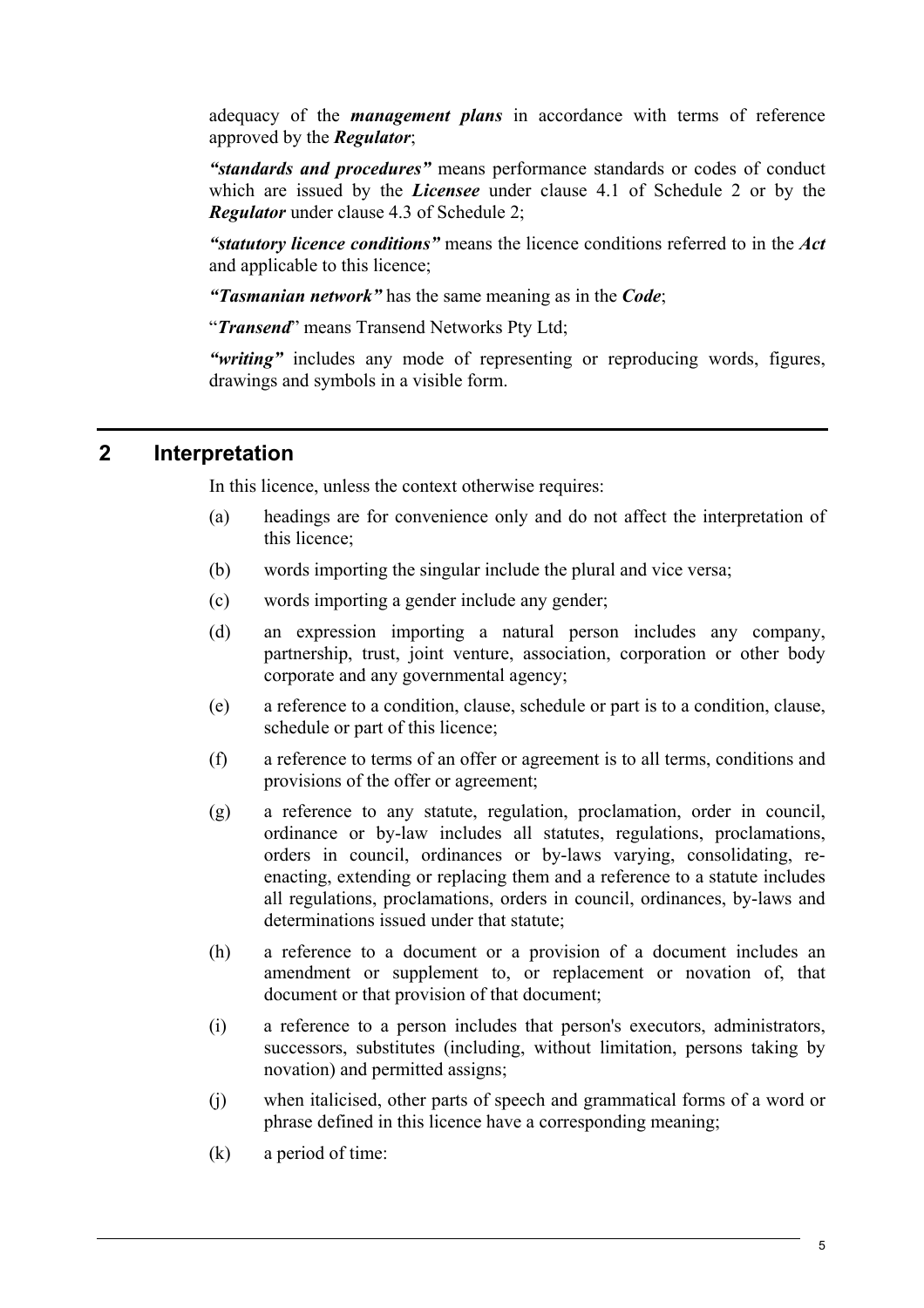adequacy of the ***management plans*** in accordance with terms of reference approved by the ***Regulator***;

***"standards and procedures"*** means performance standards or codes of conduct which are issued by the ***Licensee*** under clause 4.1 of Schedule 2 or by the ***Regulator*** under clause 4.3 of Schedule 2;

***"statutory licence conditions"*** means the licence conditions referred to in the ***Act*** and applicable to this licence;

***"Tasmanian network"*** has the same meaning as in the ***Code***;

"***Transend***" means Transend Networks Pty Ltd;

***"writing"*** includes any mode of representing or reproducing words, figures, drawings and symbols in a visible form.

## 2 Interpretation

In this licence, unless the context otherwise requires:

(a) headings are for convenience only and do not affect the interpretation of this licence;

(b) words importing the singular include the plural and vice versa;

(c) words importing a gender include any gender;

(d) an expression importing a natural person includes any company, partnership, trust, joint venture, association, corporation or other body corporate and any governmental agency;

(e) a reference to a condition, clause, schedule or part is to a condition, clause, schedule or part of this licence;

(f) a reference to terms of an offer or agreement is to all terms, conditions and provisions of the offer or agreement;

(g) a reference to any statute, regulation, proclamation, order in council, ordinance or by-law includes all statutes, regulations, proclamations, orders in council, ordinances or by-laws varying, consolidating, re-enacting, extending or replacing them and a reference to a statute includes all regulations, proclamations, orders in council, ordinances, by-laws and determinations issued under that statute;

(h) a reference to a document or a provision of a document includes an amendment or supplement to, or replacement or novation of, that document or that provision of that document;

(i) a reference to a person includes that person's executors, administrators, successors, substitutes (including, without limitation, persons taking by novation) and permitted assigns;

(j) when italicised, other parts of speech and grammatical forms of a word or phrase defined in this licence have a corresponding meaning;

(k) a period of time: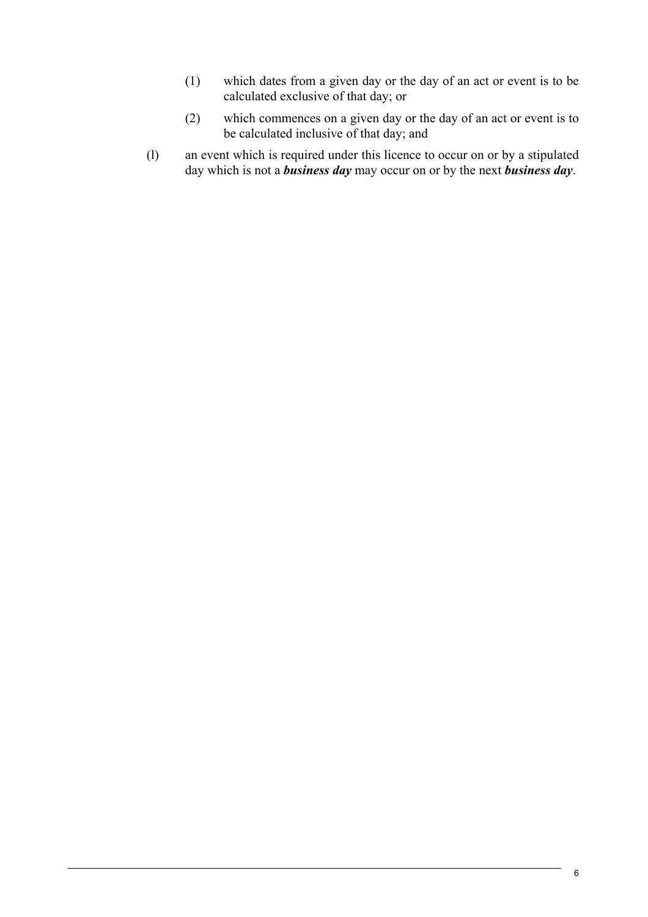(1) which dates from a given day or the day of an act or event is to be calculated exclusive of that day; or

(2) which commences on a given day or the day of an act or event is to be calculated inclusive of that day; and

(l) an event which is required under this licence to occur on or by a stipulated day which is not a ***business day*** may occur on or by the next ***business day***.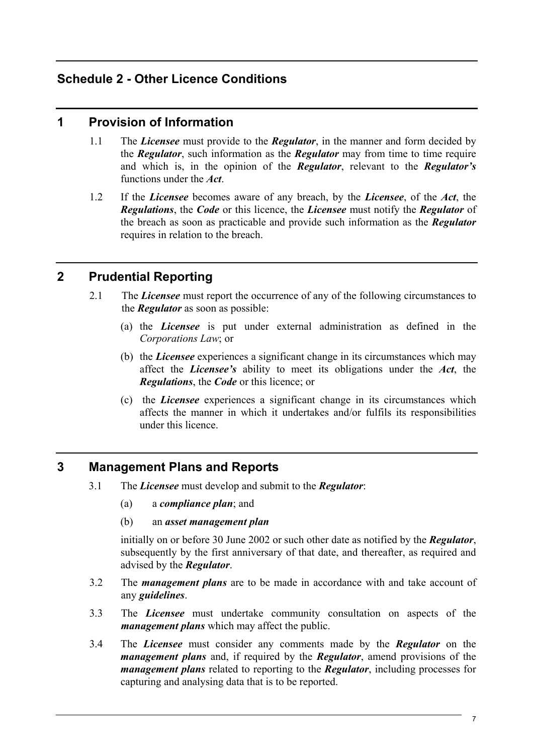## Schedule 2 - Other Licence Conditions

## 1 Provision of Information

1.1 The ***Licensee*** must provide to the ***Regulator***, in the manner and form decided by the ***Regulator***, such information as the ***Regulator*** may from time to time require and which is, in the opinion of the ***Regulator***, relevant to the ***Regulator's*** functions under the ***Act***.

1.2 If the ***Licensee*** becomes aware of any breach, by the ***Licensee***, of the ***Act***, the ***Regulations***, the ***Code*** or this licence, the ***Licensee*** must notify the ***Regulator*** of the breach as soon as practicable and provide such information as the ***Regulator*** requires in relation to the breach.

## 2 Prudential Reporting

2.1 The ***Licensee*** must report the occurrence of any of the following circumstances to the ***Regulator*** as soon as possible:

(a) the ***Licensee*** is put under external administration as defined in the *Corporations Law*; or

(b) the ***Licensee*** experiences a significant change in its circumstances which may affect the ***Licensee's*** ability to meet its obligations under the ***Act***, the ***Regulations***, the ***Code*** or this licence; or

(c) the ***Licensee*** experiences a significant change in its circumstances which affects the manner in which it undertakes and/or fulfils its responsibilities under this licence.

## 3 Management Plans and Reports

3.1 The ***Licensee*** must develop and submit to the ***Regulator***:

(a) a ***compliance plan***; and

(b) an ***asset management plan***

initially on or before 30 June 2002 or such other date as notified by the ***Regulator***, subsequently by the first anniversary of that date, and thereafter, as required and advised by the ***Regulator***.

3.2 The ***management plans*** are to be made in accordance with and take account of any ***guidelines***.

3.3 The ***Licensee*** must undertake community consultation on aspects of the ***management plans*** which may affect the public.

3.4 The ***Licensee*** must consider any comments made by the ***Regulator*** on the ***management plans*** and, if required by the ***Regulator***, amend provisions of the ***management plans*** related to reporting to the ***Regulator***, including processes for capturing and analysing data that is to be reported.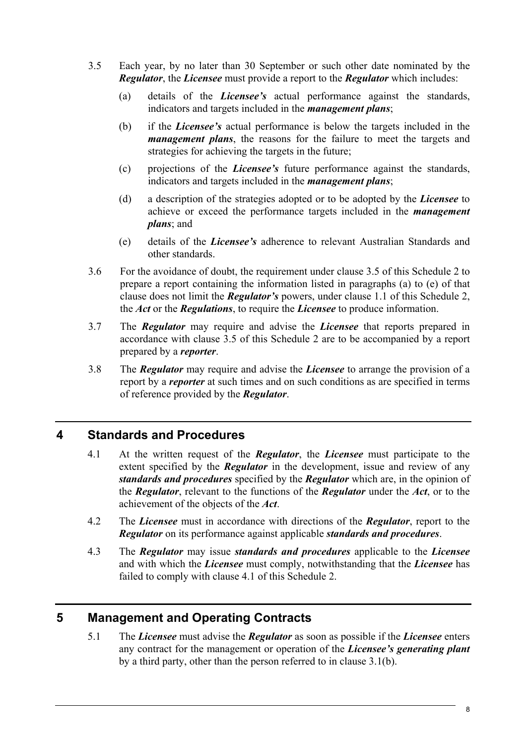3.5 Each year, by no later than 30 September or such other date nominated by the ***Regulator***, the ***Licensee*** must provide a report to the ***Regulator*** which includes:

(a) details of the ***Licensee's*** actual performance against the standards, indicators and targets included in the ***management plans***;

(b) if the ***Licensee's*** actual performance is below the targets included in the ***management plans***, the reasons for the failure to meet the targets and strategies for achieving the targets in the future;

(c) projections of the ***Licensee's*** future performance against the standards, indicators and targets included in the ***management plans***;

(d) a description of the strategies adopted or to be adopted by the ***Licensee*** to achieve or exceed the performance targets included in the ***management plans***; and

(e) details of the ***Licensee's*** adherence to relevant Australian Standards and other standards.

3.6 For the avoidance of doubt, the requirement under clause 3.5 of this Schedule 2 to prepare a report containing the information listed in paragraphs (a) to (e) of that clause does not limit the ***Regulator's*** powers, under clause 1.1 of this Schedule 2, the ***Act*** or the ***Regulations***, to require the ***Licensee*** to produce information.

3.7 The ***Regulator*** may require and advise the ***Licensee*** that reports prepared in accordance with clause 3.5 of this Schedule 2 are to be accompanied by a report prepared by a ***reporter***.

3.8 The ***Regulator*** may require and advise the ***Licensee*** to arrange the provision of a report by a ***reporter*** at such times and on such conditions as are specified in terms of reference provided by the ***Regulator***.

## 4 Standards and Procedures

4.1 At the written request of the ***Regulator***, the ***Licensee*** must participate to the extent specified by the ***Regulator*** in the development, issue and review of any ***standards and procedures*** specified by the ***Regulator*** which are, in the opinion of the ***Regulator***, relevant to the functions of the ***Regulator*** under the ***Act***, or to the achievement of the objects of the ***Act***.

4.2 The ***Licensee*** must in accordance with directions of the ***Regulator***, report to the ***Regulator*** on its performance against applicable ***standards and procedures***.

4.3 The ***Regulator*** may issue ***standards and procedures*** applicable to the ***Licensee*** and with which the ***Licensee*** must comply, notwithstanding that the ***Licensee*** has failed to comply with clause 4.1 of this Schedule 2.

## 5 Management and Operating Contracts

5.1 The ***Licensee*** must advise the ***Regulator*** as soon as possible if the ***Licensee*** enters any contract for the management or operation of the ***Licensee's generating plant*** by a third party, other than the person referred to in clause 3.1(b).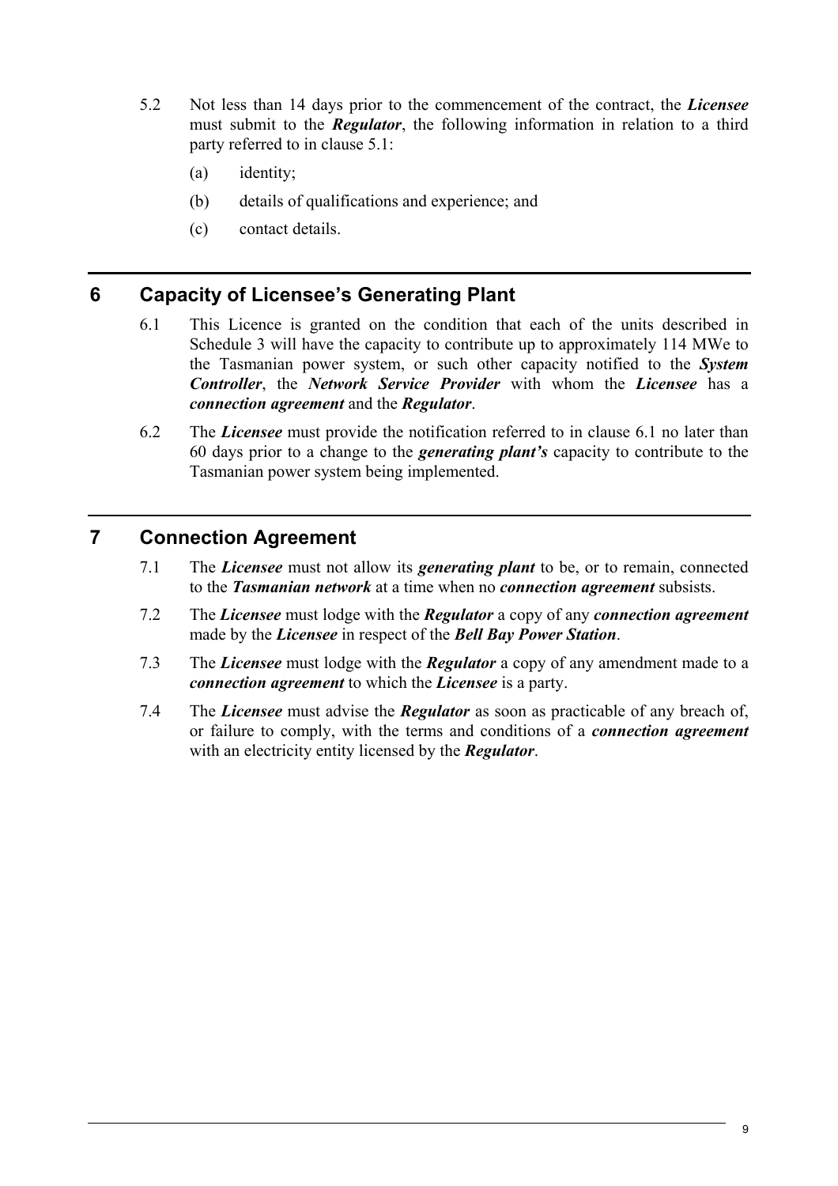5.2 Not less than 14 days prior to the commencement of the contract, the ***Licensee*** must submit to the ***Regulator***, the following information in relation to a third party referred to in clause 5.1:

(a) identity;

(b) details of qualifications and experience; and

(c) contact details.

## 6 Capacity of Licensee's Generating Plant

6.1 This Licence is granted on the condition that each of the units described in Schedule 3 will have the capacity to contribute up to approximately 114 MWe to the Tasmanian power system, or such other capacity notified to the ***System Controller***, the ***Network Service Provider*** with whom the ***Licensee*** has a ***connection agreement*** and the ***Regulator***.

6.2 The ***Licensee*** must provide the notification referred to in clause 6.1 no later than 60 days prior to a change to the ***generating plant's*** capacity to contribute to the Tasmanian power system being implemented.

## 7 Connection Agreement

7.1 The ***Licensee*** must not allow its ***generating plant*** to be, or to remain, connected to the ***Tasmanian network*** at a time when no ***connection agreement*** subsists.

7.2 The ***Licensee*** must lodge with the ***Regulator*** a copy of any ***connection agreement*** made by the ***Licensee*** in respect of the ***Bell Bay Power Station***.

7.3 The ***Licensee*** must lodge with the ***Regulator*** a copy of any amendment made to a ***connection agreement*** to which the ***Licensee*** is a party.

7.4 The ***Licensee*** must advise the ***Regulator*** as soon as practicable of any breach of, or failure to comply, with the terms and conditions of a ***connection agreement*** with an electricity entity licensed by the ***Regulator***.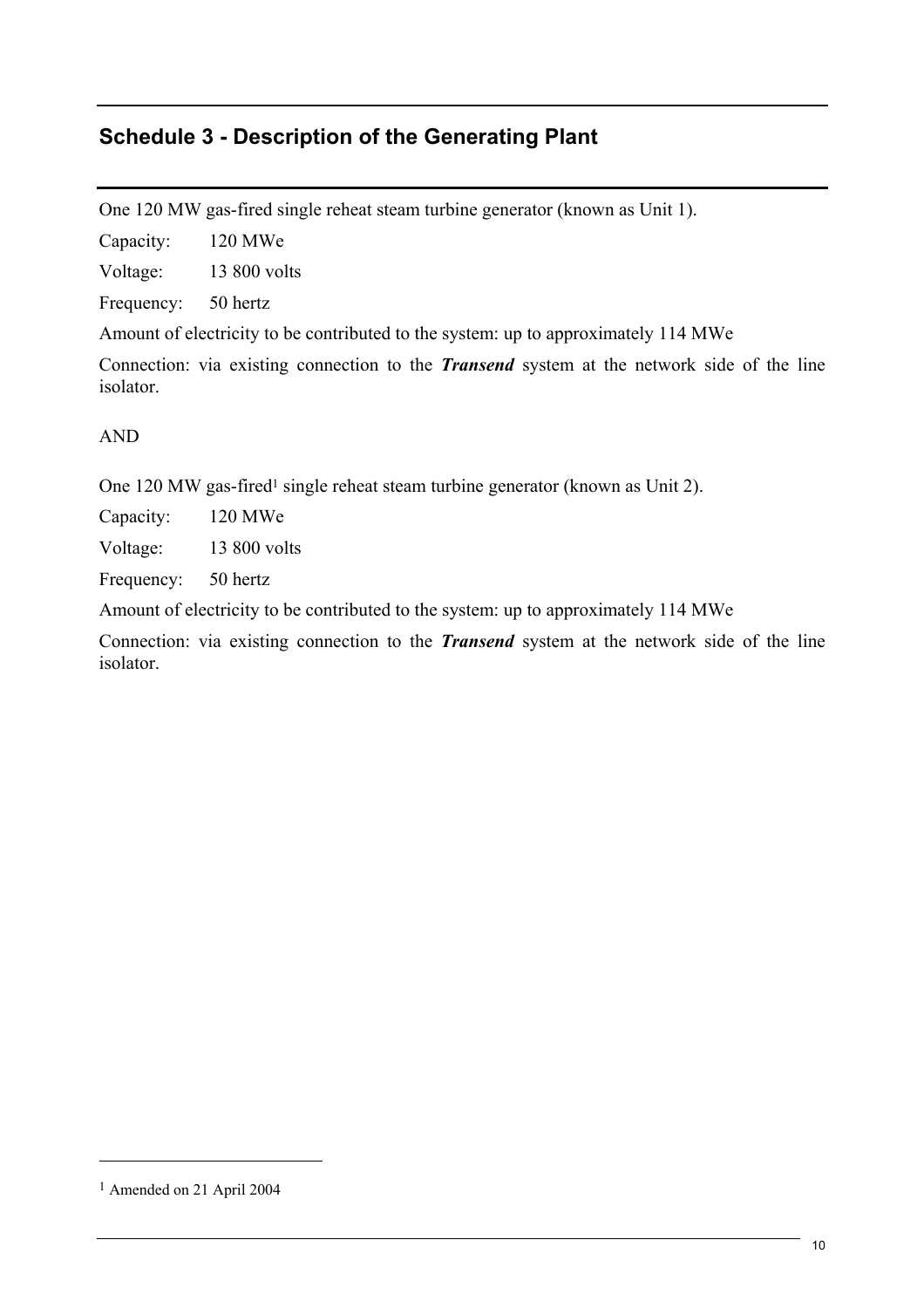## Schedule 3 - Description of the Generating Plant

One 120 MW gas-fired single reheat steam turbine generator (known as Unit 1).

Capacity: 120 MWe

Voltage: 13 800 volts

Frequency: 50 hertz

Amount of electricity to be contributed to the system: up to approximately 114 MWe

Connection: via existing connection to the ***Transend*** system at the network side of the line isolator.

AND

One 120 MW gas-fired[1] single reheat steam turbine generator (known as Unit 2).

Capacity: 120 MWe

Voltage: 13 800 volts

Frequency: 50 hertz

Amount of electricity to be contributed to the system: up to approximately 114 MWe

Connection: via existing connection to the ***Transend*** system at the network side of the line isolator.

---

[1] Amended on 21 April 2004